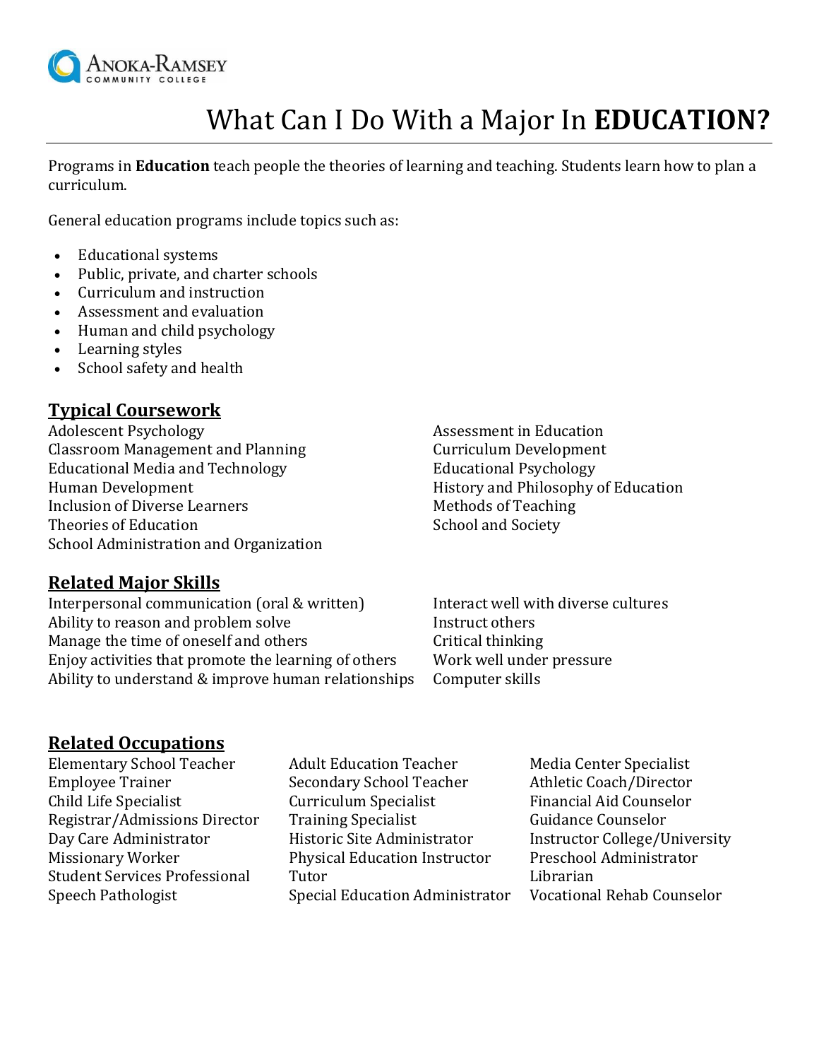Anoka-Ramsey Community College

# What Can I Do With a Major In **EDUCATION?**

Programs in **Education** teach people the theories of learning and teaching. Students learn how to plan a curriculum.

General education programs include topics such as:

- Educational systems
- Public, private, and charter schools
- Curriculum and instruction
- Assessment and evaluation
- Human and child psychology
- Learning styles
- School safety and health

## Typical Coursework

Adolescent Psychology
Classroom Management and Planning
Educational Media and Technology
Human Development
Inclusion of Diverse Learners
Theories of Education
School Administration and Organization
Assessment in Education
Curriculum Development
Educational Psychology
History and Philosophy of Education
Methods of Teaching
School and Society

## Related Major Skills

Interpersonal communication (oral & written)
Ability to reason and problem solve
Manage the time of oneself and others
Enjoy activities that promote the learning of others
Ability to understand & improve human relationships
Interact well with diverse cultures
Instruct others
Critical thinking
Work well under pressure
Computer skills

## Related Occupations

Elementary School Teacher
Employee Trainer
Child Life Specialist
Registrar/Admissions Director
Day Care Administrator
Missionary Worker
Student Services Professional
Speech Pathologist
Adult Education Teacher
Secondary School Teacher
Curriculum Specialist
Training Specialist
Historic Site Administrator
Physical Education Instructor
Tutor
Special Education Administrator
Media Center Specialist
Athletic Coach/Director
Financial Aid Counselor
Guidance Counselor
Instructor College/University
Preschool Administrator
Librarian
Vocational Rehab Counselor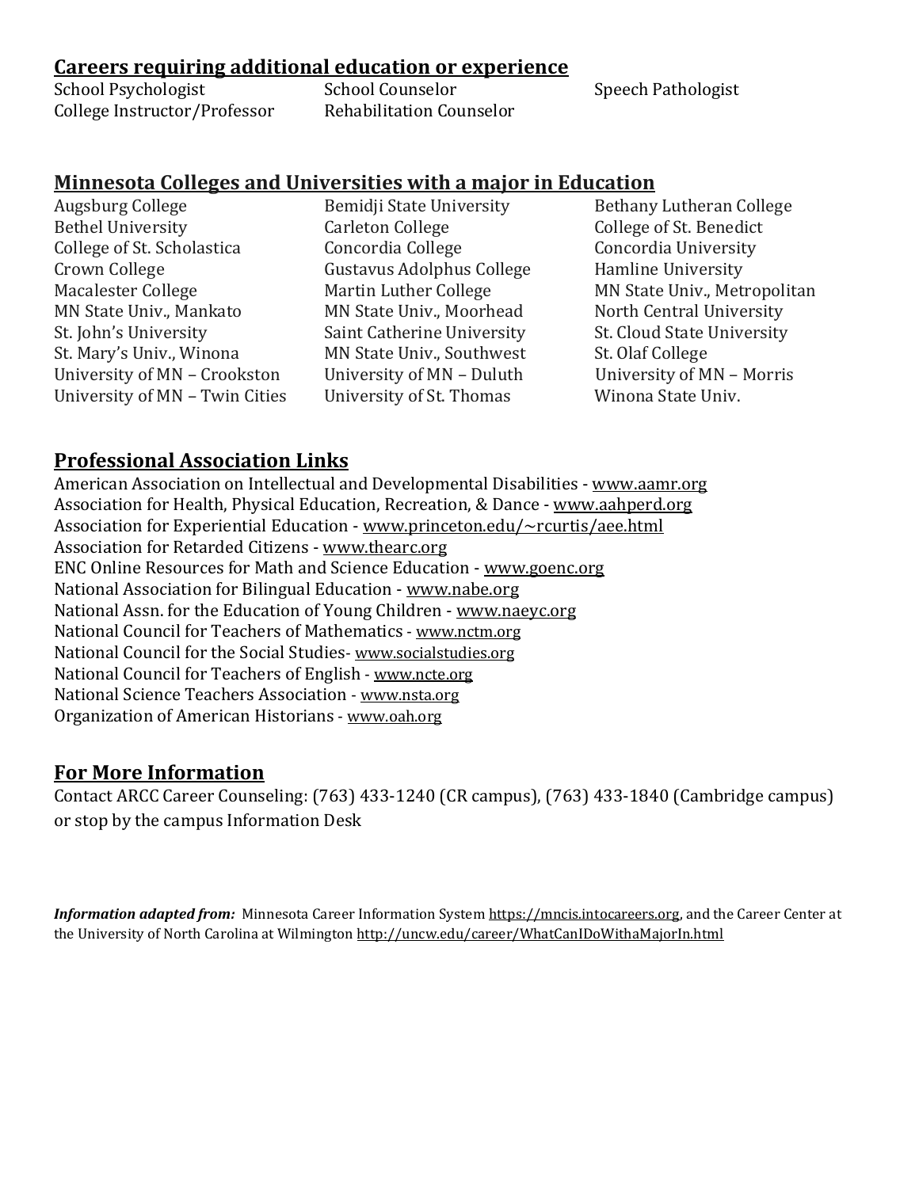## Careers requiring additional education or experience

School Psychologist
School Counselor
Speech Pathologist
College Instructor/Professor
Rehabilitation Counselor

## Minnesota Colleges and Universities with a major in Education

Augsburg College
Bemidji State University
Bethany Lutheran College
Bethel University
Carleton College
College of St. Benedict
College of St. Scholastica
Concordia College
Concordia University
Crown College
Gustavus Adolphus College
Hamline University
Macalester College
Martin Luther College
MN State Univ., Metropolitan
MN State Univ., Mankato
MN State Univ., Moorhead
North Central University
St. John's University
Saint Catherine University
St. Cloud State University
St. Mary's Univ., Winona
MN State Univ., Southwest
St. Olaf College
University of MN – Crookston
University of MN – Duluth
University of MN – Morris
University of MN – Twin Cities
University of St. Thomas
Winona State Univ.

## Professional Association Links

American Association on Intellectual and Developmental Disabilities - www.aamr.org
Association for Health, Physical Education, Recreation, & Dance - www.aahperd.org
Association for Experiential Education - www.princeton.edu/~rcurtis/aee.html
Association for Retarded Citizens - www.thearc.org
ENC Online Resources for Math and Science Education - www.goenc.org
National Association for Bilingual Education - www.nabe.org
National Assn. for the Education of Young Children - www.naeyc.org
National Council for Teachers of Mathematics - www.nctm.org
National Council for the Social Studies- www.socialstudies.org
National Council for Teachers of English - www.ncte.org
National Science Teachers Association - www.nsta.org
Organization of American Historians - www.oah.org

## For More Information

Contact ARCC Career Counseling: (763) 433-1240 (CR campus), (763) 433-1840 (Cambridge campus) or stop by the campus Information Desk

***Information adapted from:*** Minnesota Career Information System https://mncis.intocareers.org, and the Career Center at the University of North Carolina at Wilmington http://uncw.edu/career/WhatCanIDoWithaMajorIn.html